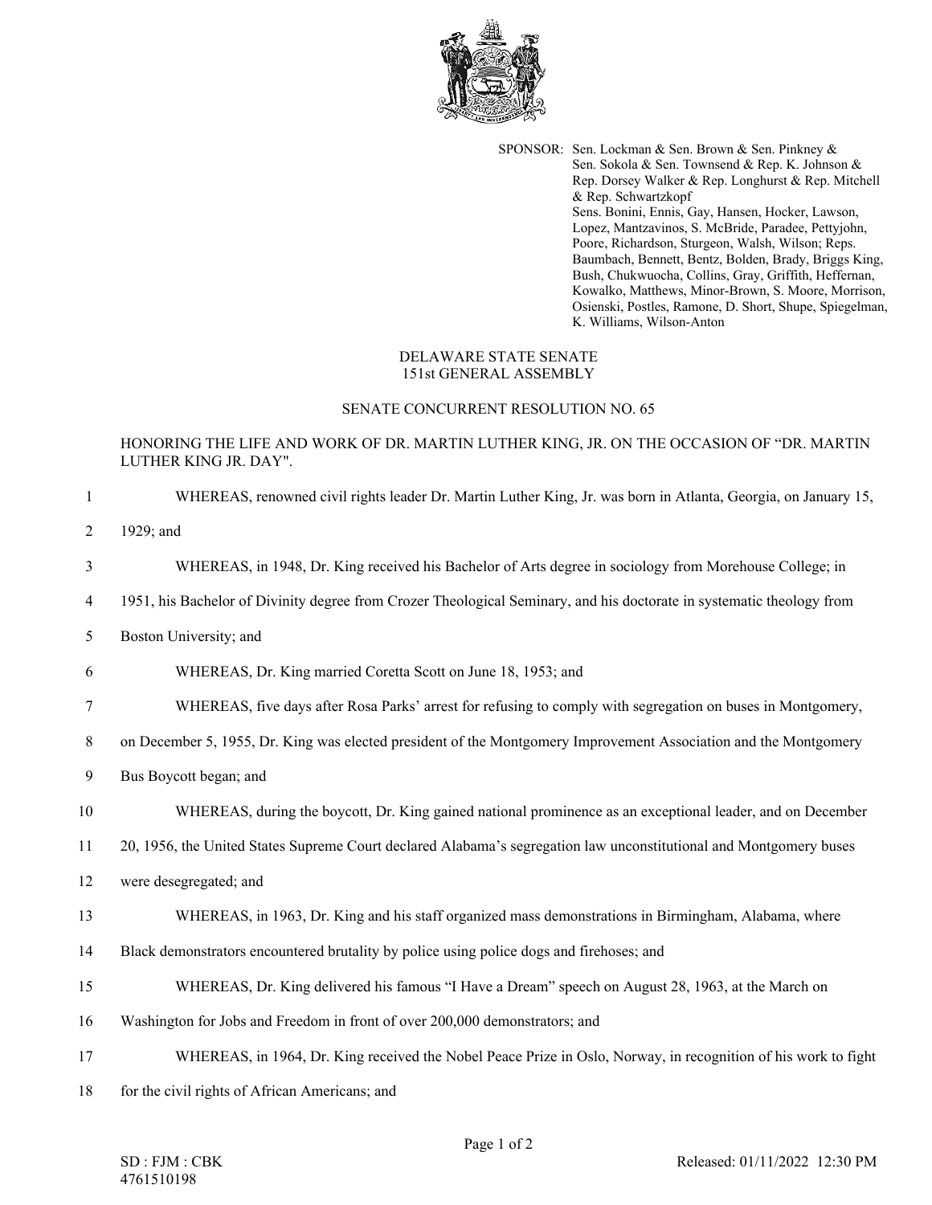SPONSOR: Sen. Lockman & Sen. Brown & Sen. Pinkney & Sen. Sokola & Sen. Townsend & Rep. K. Johnson & Rep. Dorsey Walker & Rep. Longhurst & Rep. Mitchell & Rep. Schwartzkopf
Sens. Bonini, Ennis, Gay, Hansen, Hocker, Lawson, Lopez, Mantzavinos, S. McBride, Paradee, Pettyjohn, Poore, Richardson, Sturgeon, Walsh, Wilson; Reps. Baumbach, Bennett, Bentz, Bolden, Brady, Briggs King, Bush, Chukwuocha, Collins, Gray, Griffith, Heffernan, Kowalko, Matthews, Minor-Brown, S. Moore, Morrison, Osienski, Postles, Ramone, D. Short, Shupe, Spiegelman, K. Williams, Wilson-Anton

DELAWARE STATE SENATE
151st GENERAL ASSEMBLY

SENATE CONCURRENT RESOLUTION NO. 65

HONORING THE LIFE AND WORK OF DR. MARTIN LUTHER KING, JR. ON THE OCCASION OF "DR. MARTIN LUTHER KING JR. DAY".

1 WHEREAS, renowned civil rights leader Dr. Martin Luther King, Jr. was born in Atlanta, Georgia, on January 15,
2 1929; and
3 WHEREAS, in 1948, Dr. King received his Bachelor of Arts degree in sociology from Morehouse College; in
4 1951, his Bachelor of Divinity degree from Crozer Theological Seminary, and his doctorate in systematic theology from
5 Boston University; and
6 WHEREAS, Dr. King married Coretta Scott on June 18, 1953; and
7 WHEREAS, five days after Rosa Parks' arrest for refusing to comply with segregation on buses in Montgomery,
8 on December 5, 1955, Dr. King was elected president of the Montgomery Improvement Association and the Montgomery
9 Bus Boycott began; and
10 WHEREAS, during the boycott, Dr. King gained national prominence as an exceptional leader, and on December
11 20, 1956, the United States Supreme Court declared Alabama's segregation law unconstitutional and Montgomery buses
12 were desegregated; and
13 WHEREAS, in 1963, Dr. King and his staff organized mass demonstrations in Birmingham, Alabama, where
14 Black demonstrators encountered brutality by police using police dogs and firehoses; and
15 WHEREAS, Dr. King delivered his famous "I Have a Dream" speech on August 28, 1963, at the March on
16 Washington for Jobs and Freedom in front of over 200,000 demonstrators; and
17 WHEREAS, in 1964, Dr. King received the Nobel Peace Prize in Oslo, Norway, in recognition of his work to fight
18 for the civil rights of African Americans; and

SD : FJM : CBK
4761510198

Released: 01/11/2022 12:30 PM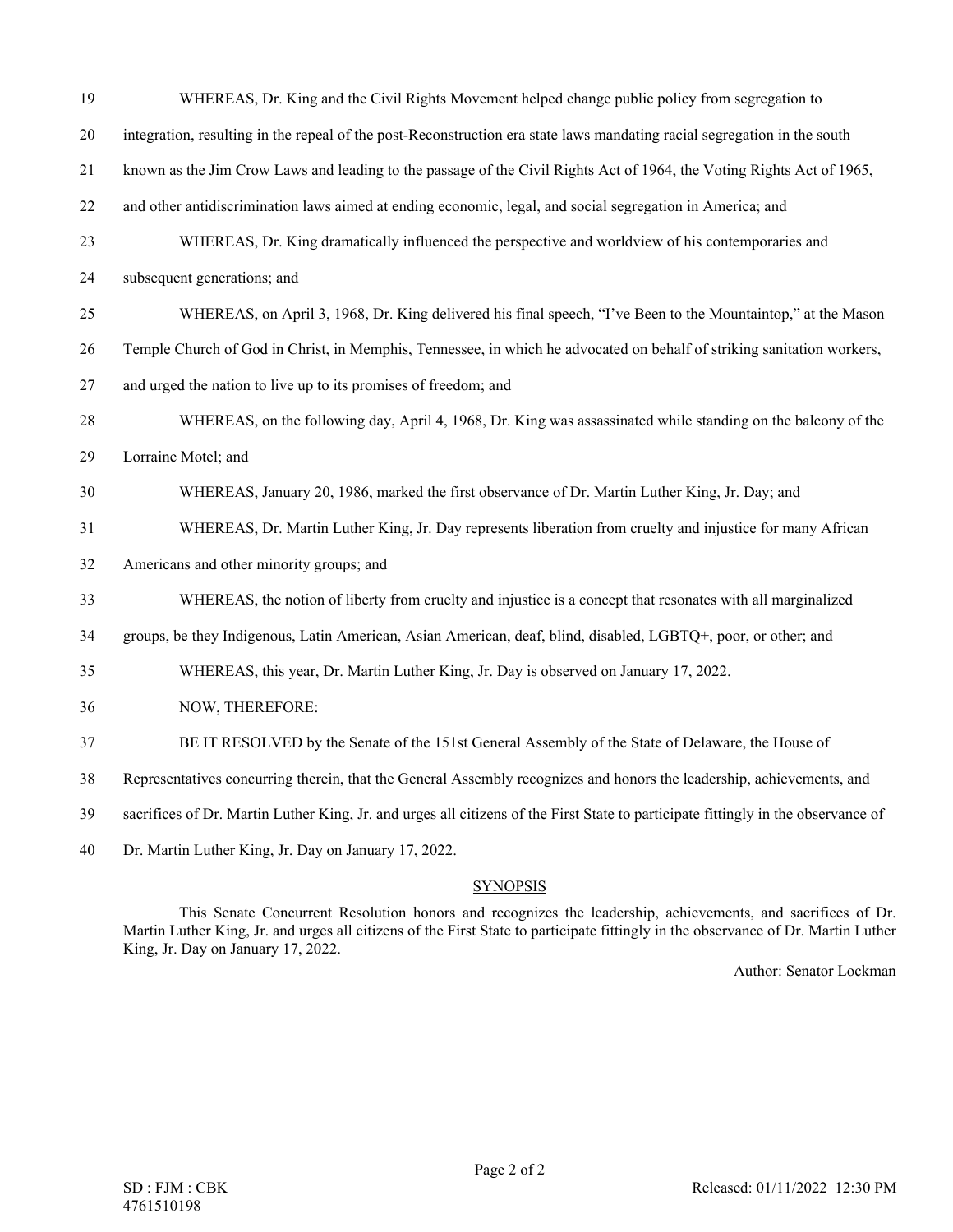WHEREAS, Dr. King and the Civil Rights Movement helped change public policy from segregation to integration, resulting in the repeal of the post-Reconstruction era state laws mandating racial segregation in the south known as the Jim Crow Laws and leading to the passage of the Civil Rights Act of 1964, the Voting Rights Act of 1965, and other antidiscrimination laws aimed at ending economic, legal, and social segregation in America; and

WHEREAS, Dr. King dramatically influenced the perspective and worldview of his contemporaries and subsequent generations; and

WHEREAS, on April 3, 1968, Dr. King delivered his final speech, "I've Been to the Mountaintop," at the Mason Temple Church of God in Christ, in Memphis, Tennessee, in which he advocated on behalf of striking sanitation workers, and urged the nation to live up to its promises of freedom; and

WHEREAS, on the following day, April 4, 1968, Dr. King was assassinated while standing on the balcony of the Lorraine Motel; and

WHEREAS, January 20, 1986, marked the first observance of Dr. Martin Luther King, Jr. Day; and

WHEREAS, Dr. Martin Luther King, Jr. Day represents liberation from cruelty and injustice for many African Americans and other minority groups; and

WHEREAS, the notion of liberty from cruelty and injustice is a concept that resonates with all marginalized groups, be they Indigenous, Latin American, Asian American, deaf, blind, disabled, LGBTQ+, poor, or other; and

WHEREAS, this year, Dr. Martin Luther King, Jr. Day is observed on January 17, 2022.

NOW, THEREFORE:

BE IT RESOLVED by the Senate of the 151st General Assembly of the State of Delaware, the House of Representatives concurring therein, that the General Assembly recognizes and honors the leadership, achievements, and sacrifices of Dr. Martin Luther King, Jr. and urges all citizens of the First State to participate fittingly in the observance of Dr. Martin Luther King, Jr. Day on January 17, 2022.

## SYNOPSIS

This Senate Concurrent Resolution honors and recognizes the leadership, achievements, and sacrifices of Dr. Martin Luther King, Jr. and urges all citizens of the First State to participate fittingly in the observance of Dr. Martin Luther King, Jr. Day on January 17, 2022.

Author: Senator Lockman

SD : FJM : CBK
4761510198

Released: 01/11/2022 12:30 PM